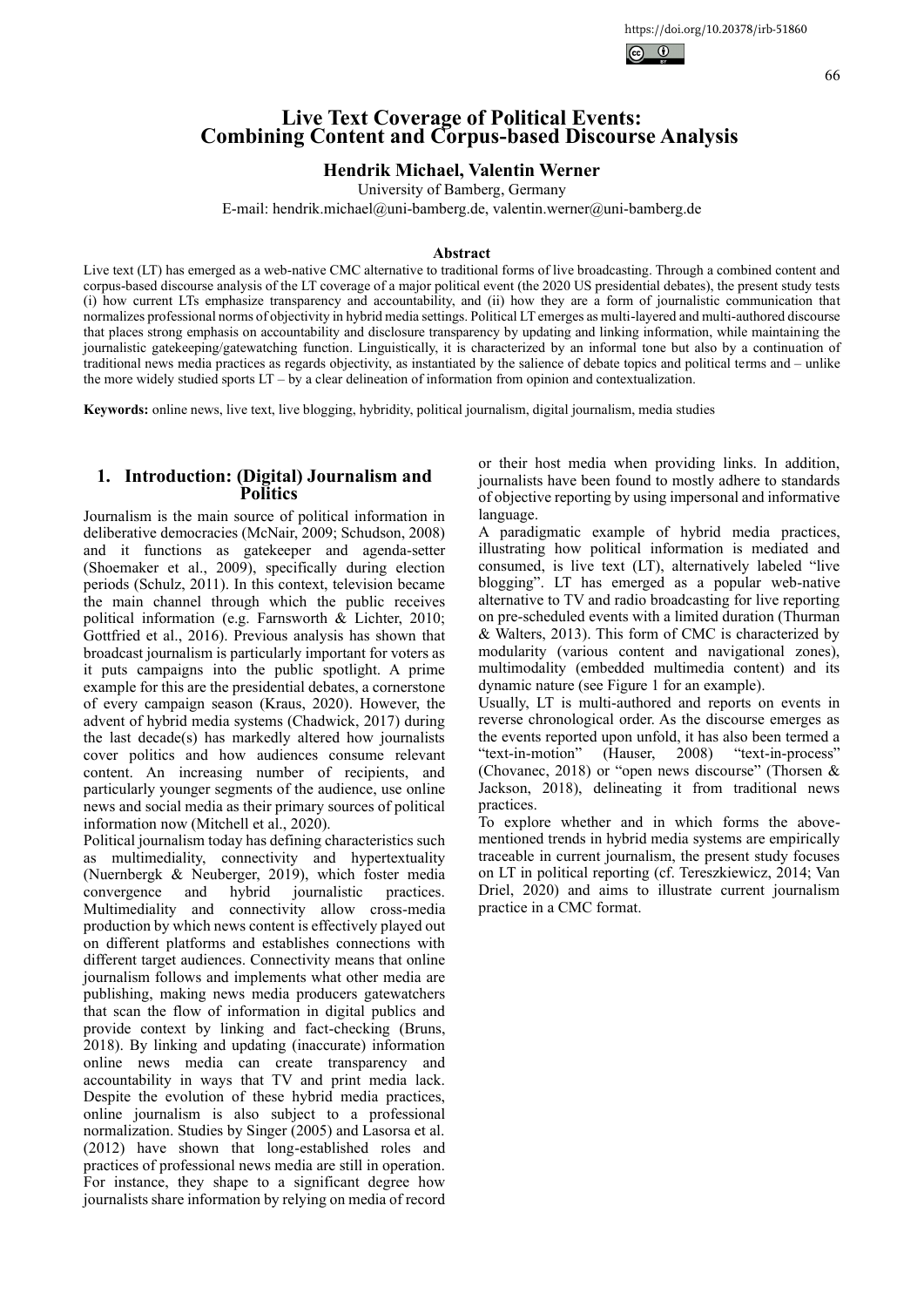# Live Text Coverage of Political Events: Combining Content and Corpus-based Discourse Analysis

**Hendrik Michael, Valentin Werner**

University of Bamberg, Germany

E-mail: hendrik.michael@uni-bamberg.de, valentin.werner@uni-bamberg.de

### Abstract

Live text (LT) has emerged as a web-native CMC alternative to traditional forms of live broadcasting. Through a combined content and corpus-based discourse analysis of the LT coverage of a major political event (the 2020 US presidential debates), the present study tests (i) how current LTs emphasize transparency and accountability, and (ii) how they are a form of journalistic communication that normalizes professional norms of objectivity in hybrid media settings. Political LT emerges as multi-layered and multi-authored discourse that places strong emphasis on accountability and disclosure transparency by updating and linking information, while maintaining the journalistic gatekeeping/gatewatching function. Linguistically, it is characterized by an informal tone but also by a continuation of traditional news media practices as regards objectivity, as instantiated by the salience of debate topics and political terms and – unlike the more widely studied sports LT – by a clear delineation of information from opinion and contextualization.

**Keywords:** online news, live text, live blogging, hybridity, political journalism, digital journalism, media studies

## 1. Introduction: (Digital) Journalism and Politics

Journalism is the main source of political information in deliberative democracies (McNair, 2009; Schudson, 2008) and it functions as gatekeeper and agenda-setter (Shoemaker et al., 2009), specifically during election periods (Schulz, 2011). In this context, television became the main channel through which the public receives political information (e.g. Farnsworth & Lichter, 2010; Gottfried et al., 2016). Previous analysis has shown that broadcast journalism is particularly important for voters as it puts campaigns into the public spotlight. A prime example for this are the presidential debates, a cornerstone of every campaign season (Kraus, 2020). However, the advent of hybrid media systems (Chadwick, 2017) during the last decade(s) has markedly altered how journalists cover politics and how audiences consume relevant content. An increasing number of recipients, and particularly younger segments of the audience, use online news and social media as their primary sources of political information now (Mitchell et al., 2020).

Political journalism today has defining characteristics such as multimediality, connectivity and hypertextuality (Nuernbergk & Neuberger, 2019), which foster media convergence and hybrid journalistic practices. Multimediality and connectivity allow cross-media production by which news content is effectively played out on different platforms and establishes connections with different target audiences. Connectivity means that online journalism follows and implements what other media are publishing, making news media producers gatewatchers that scan the flow of information in digital publics and provide context by linking and fact-checking (Bruns, 2018). By linking and updating (inaccurate) information online news media can create transparency and accountability in ways that TV and print media lack. Despite the evolution of these hybrid media practices, online journalism is also subject to a professional normalization. Studies by Singer (2005) and Lasorsa et al. (2012) have shown that long-established roles and practices of professional news media are still in operation. For instance, they shape to a significant degree how journalists share information by relying on media of record or their host media when providing links. In addition, journalists have been found to mostly adhere to standards of objective reporting by using impersonal and informative language.

A paradigmatic example of hybrid media practices, illustrating how political information is mediated and consumed, is live text (LT), alternatively labeled "live blogging". LT has emerged as a popular web-native alternative to TV and radio broadcasting for live reporting on pre-scheduled events with a limited duration (Thurman & Walters, 2013). This form of CMC is characterized by modularity (various content and navigational zones), multimodality (embedded multimedia content) and its dynamic nature (see Figure 1 for an example).

Usually, LT is multi-authored and reports on events in reverse chronological order. As the discourse emerges as the events reported upon unfold, it has also been termed a "text-in-motion" (Hauser, 2008) "text-in-process" (Chovanec, 2018) or "open news discourse" (Thorsen & Jackson, 2018), delineating it from traditional news practices.

To explore whether and in which forms the above-mentioned trends in hybrid media systems are empirically traceable in current journalism, the present study focuses on LT in political reporting (cf. Tereszkiewicz, 2014; Van Driel, 2020) and aims to illustrate current journalism practice in a CMC format.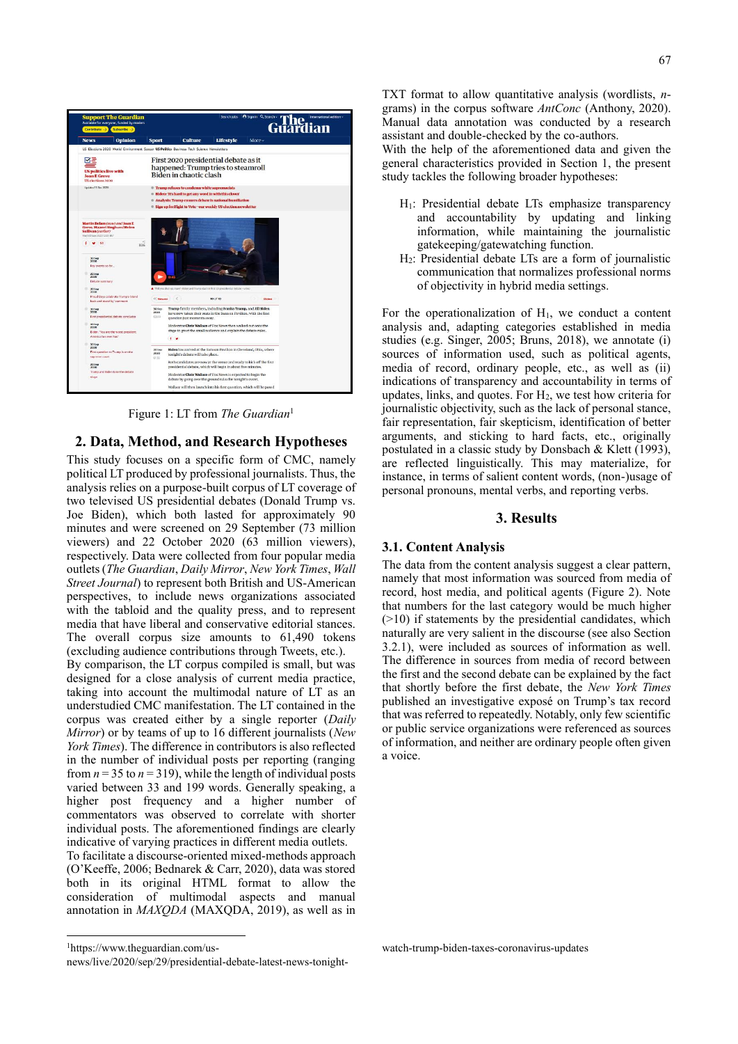Figure 1: LT from *The Guardian*[1]

## 2. Data, Method, and Research Hypotheses

This study focuses on a specific form of CMC, namely political LT produced by professional journalists. Thus, the analysis relies on a purpose-built corpus of LT coverage of two televised US presidential debates (Donald Trump vs. Joe Biden), which both lasted for approximately 90 minutes and were screened on 29 September (73 million viewers) and 22 October 2020 (63 million viewers), respectively. Data were collected from four popular media outlets (*The Guardian*, *Daily Mirror*, *New York Times*, *Wall Street Journal*) to represent both British and US-American perspectives, to include news organizations associated with the tabloid and the quality press, and to represent media that have liberal and conservative editorial stances. The overall corpus size amounts to 61,490 tokens (excluding audience contributions through Tweets, etc.).

By comparison, the LT corpus compiled is small, but was designed for a close analysis of current media practice, taking into account the multimodal nature of LT as an understudied CMC manifestation. The LT contained in the corpus was created either by a single reporter (*Daily Mirror*) or by teams of up to 16 different journalists (*New York Times*). The difference in contributors is also reflected in the number of individual posts per reporting (ranging from $n = 35$ to $n = 319$), while the length of individual posts varied between 33 and 199 words. Generally speaking, a higher post frequency and a higher number of commentators was observed to correlate with shorter individual posts. The aforementioned findings are clearly indicative of varying practices in different media outlets.

To facilitate a discourse-oriented mixed-methods approach (O'Keeffe, 2006; Bednarek & Carr, 2020), data was stored both in its original HTML format to allow the consideration of multimodal aspects and manual annotation in *MAXQDA* (MAXQDA, 2019), as well as in TXT format to allow quantitative analysis (wordlists, *n*-grams) in the corpus software *AntConc* (Anthony, 2020). Manual data annotation was conducted by a research assistant and double-checked by the co-authors.

With the help of the aforementioned data and given the general characteristics provided in Section 1, the present study tackles the following broader hypotheses:

- $H_1$: Presidential debate LTs emphasize transparency and accountability by updating and linking information, while maintaining the journalistic gatekeeping/gatewatching function.
- $H_2$: Presidential debate LTs are a form of journalistic communication that normalizes professional norms of objectivity in hybrid media settings.

For the operationalization of $H_1$, we conduct a content analysis and, adapting categories established in media studies (e.g. Singer, 2005; Bruns, 2018), we annotate (i) sources of information used, such as political agents, media of record, ordinary people, etc., as well as (ii) indications of transparency and accountability in terms of updates, links, and quotes. For $H_2$, we test how criteria for journalistic objectivity, such as the lack of personal stance, fair representation, fair skepticism, identification of better arguments, and sticking to hard facts, etc., originally postulated in a classic study by Donsbach & Klett (1993), are reflected linguistically. This may materialize, for instance, in terms of salient content words, (non-)usage of personal pronouns, mental verbs, and reporting verbs.

## 3. Results

### 3.1. Content Analysis

The data from the content analysis suggest a clear pattern, namely that most information was sourced from media of record, host media, and political agents (Figure 2). Note that numbers for the last category would be much higher (>10) if statements by the presidential candidates, which naturally are very salient in the discourse (see also Section 3.2.1), were included as sources of information as well. The difference in sources from media of record between the first and the second debate can be explained by the fact that shortly before the first debate, the *New York Times* published an investigative exposé on Trump's tax record that was referred to repeatedly. Notably, only few scientific or public service organizations were referenced as sources of information, and neither are ordinary people often given a voice.

[1]https://www.theguardian.com/us-news/live/2020/sep/29/presidential-debate-latest-news-tonight-watch-trump-biden-taxes-coronavirus-updates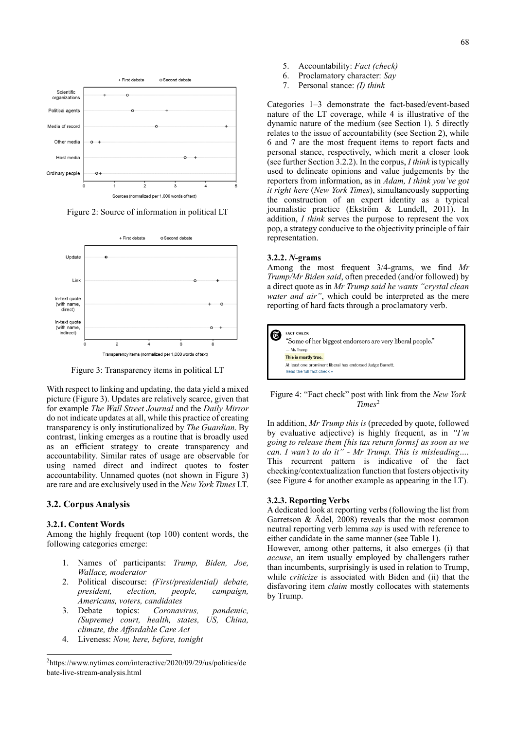Figure 2: Source of information in political LT

Figure 3: Transparency items in political LT

With respect to linking and updating, the data yield a mixed picture (Figure 3). Updates are relatively scarce, given that for example *The Wall Street Journal* and the *Daily Mirror* do not indicate updates at all, while this practice of creating transparency is only institutionalized by *The Guardian*. By contrast, linking emerges as a routine that is broadly used as an efficient strategy to create transparency and accountability. Similar rates of usage are observable for using named direct and indirect quotes to foster accountability. Unnamed quotes (not shown in Figure 3) are rare and are exclusively used in the *New York Times* LT.

## 3.2. Corpus Analysis

### 3.2.1. Content Words

Among the highly frequent (top 100) content words, the following categories emerge:

1. Names of participants: *Trump, Biden, Joe, Wallace, moderator*
2. Political discourse: *(First/presidential) debate, president, election, people, campaign, Americans, voters, candidates*
3. Debate topics: *Coronavirus, pandemic, (Supreme) court, health, states, US, China, climate, the Affordable Care Act*
4. Liveness: *Now, here, before, tonight*
5. Accountability: *Fact (check)*
6. Proclamatory character: *Say*
7. Personal stance: *(I) think*

Categories 1–3 demonstrate the fact-based/event-based nature of the LT coverage, while 4 is illustrative of the dynamic nature of the medium (see Section 1). 5 directly relates to the issue of accountability (see Section 2), while 6 and 7 are the most frequent items to report facts and personal stance, respectively, which merit a closer look (see further Section 3.2.2). In the corpus, *I think* is typically used to delineate opinions and value judgements by the reporters from information, as in *Adam, I think you've got it right here* (*New York Times*), simultaneously supporting the construction of an expert identity as a typical journalistic practice (Ekström & Lundell, 2011). In addition, *I think* serves the purpose to represent the vox pop, a strategy conducive to the objectivity principle of fair representation.

### 3.2.2. *N*-grams

Among the most frequent 3/4-grams, we find *Mr Trump/Mr Biden said*, often preceded (and/or followed) by a direct quote as in *Mr Trump said he wants "crystal clean water and air"*, which could be interpreted as the mere reporting of hard facts through a proclamatory verb.

Figure 4: "Fact check" post with link from the *New York Times*[2]

In addition, *Mr Trump this is* (preceded by quote, followed by evaluative adjective) is highly frequent, as in *"I'm going to release them [his tax return forms] as soon as we can. I wan't to do it" - Mr Trump. This is misleading….* This recurrent pattern is indicative of the fact checking/contextualization function that fosters objectivity (see Figure 4 for another example as appearing in the LT).

### 3.2.3. Reporting Verbs

A dedicated look at reporting verbs (following the list from Garretson & Ädel, 2008) reveals that the most common neutral reporting verb lemma *say* is used with reference to either candidate in the same manner (see Table 1).

However, among other patterns, it also emerges (i) that *accuse*, an item usually employed by challengers rather than incumbents, surprisingly is used in relation to Trump, while *criticize* is associated with Biden and (ii) that the disfavoring item *claim* mostly collocates with statements by Trump.

[2] https://www.nytimes.com/interactive/2020/09/29/us/politics/debate-live-stream-analysis.html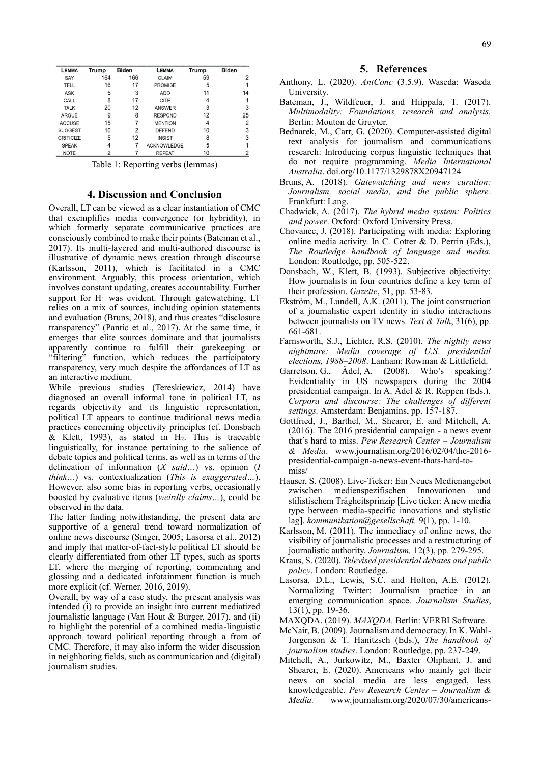| LEMMA | Trump | Biden | LEMMA | Trump | Biden |
|---|---|---|---|---|---|
| SAY | 164 | 166 | CLAIM | 59 | 2 |
| TELL | 16 | 17 | PROMISE | 5 | 1 |
| ASK | 5 | 3 | ADD | 11 | 14 |
| CALL | 8 | 17 | CITE | 4 | 1 |
| TALK | 20 | 12 | ANSWER | 3 | 3 |
| ARGUE | 9 | 8 | RESPOND | 12 | 25 |
| ACCUSE | 15 | 7 | MENTION | 4 | 2 |
| SUGGEST | 10 | 2 | DEFEND | 10 | 3 |
| CRITICIZE | 5 | 12 | INSIST | 8 | 3 |
| SPEAK | 4 | 7 | ACKNOWLEDGE | 5 | 1 |
| NOTE | 2 | 7 | REPEAT | 10 | 2 |

Table 1: Reporting verbs (lemmas)

## 4. Discussion and Conclusion

Overall, LT can be viewed as a clear instantiation of CMC that exemplifies media convergence (or hybridity), in which formerly separate communicative practices are consciously combined to make their points (Bateman et al., 2017). Its multi-layered and multi-authored discourse is illustrative of dynamic news creation through discourse (Karlsson, 2011), which is facilitated in a CMC environment. Arguably, this process orientation, which involves constant updating, creates accountability. Further support for $H_1$ was evident. Through gatewatching, LT relies on a mix of sources, including opinion statements and evaluation (Bruns, 2018), and thus creates "disclosure transparency" (Pantic et al., 2017). At the same time, it emerges that elite sources dominate and that journalists apparently continue to fulfill their gatekeeping or "filtering" function, which reduces the participatory transparency, very much despite the affordances of LT as an interactive medium.

While previous studies (Tereskiewicz, 2014) have diagnosed an overall informal tone in political LT, as regards objectivity and its linguistic representation, political LT appears to continue traditional news media practices concerning objectivity principles (cf. Donsbach & Klett, 1993), as stated in $H_2$. This is traceable linguistically, for instance pertaining to the salience of debate topics and political terms, as well as in terms of the delineation of information (*X said…*) vs. opinion (*I think…*) vs. contextualization (*This is exaggerated…*). However, also some bias in reporting verbs, occasionally boosted by evaluative items (*weirdly claims…*), could be observed in the data.

The latter finding notwithstanding, the present data are supportive of a general trend toward normalization of online news discourse (Singer, 2005; Lasorsa et al., 2012) and imply that matter-of-fact-style political LT should be clearly differentiated from other LT types, such as sports LT, where the merging of reporting, commenting and glossing and a dedicated infotainment function is much more explicit (cf. Werner, 2016, 2019).

Overall, by way of a case study, the present analysis was intended (i) to provide an insight into current mediatized journalistic language (Van Hout & Burger, 2017), and (ii) to highlight the potential of a combined media-linguistic approach toward political reporting through a from of CMC. Therefore, it may also inform the wider discussion in neighboring fields, such as communication and (digital) journalism studies.

## 5. References

Anthony, L. (2020). *AntConc* (3.5.9). Waseda: Waseda University.

Bateman, J., Wildfeuer, J. and Hiippala, T. (2017). *Multimodality: Foundations, research and analysis.* Berlin: Mouton de Gruyter.

Bednarek, M., Carr, G. (2020). Computer-assisted digital text analysis for journalism and communications research: Introducing corpus linguistic techniques that do not require programming. *Media International Australia*. doi.org/10.1177/1329878X20947124

Bruns, A. (2018). *Gatewatching and news curation: Journalism, social media, and the public sphere*. Frankfurt: Lang.

Chadwick, A. (2017). *The hybrid media system: Politics and power*. Oxford: Oxford University Press.

Chovanec, J. (2018). Participating with media: Exploring online media activity. In C. Cotter & D. Perrin (Eds.), *The Routledge handbook of language and media.* London: Routledge, pp. 505-522.

Donsbach, W., Klett, B. (1993). Subjective objectivity: How journalists in four countries define a key term of their profession. *Gazette*, 51, pp. 53-83.

Ekström, M., Lundell, Å.K. (2011). The joint construction of a journalistic expert identity in studio interactions between journalists on TV news. *Text & Talk*, 31(6), pp. 661-681.

Farnsworth, S.J., Lichter, R.S. (2010). *The nightly news nightmare: Media coverage of U.S. presidential elections, 1988–2008*. Lanham: Rowman & Littlefield.

Garretson, G., Ädel, A. (2008). Who's speaking? Evidentiality in US newspapers during the 2004 presidential campaign. In A. Ädel & R. Reppen (Eds.), *Corpora and discourse: The challenges of different settings.* Amsterdam: Benjamins, pp. 157-187.

Gottfried, J., Barthel, M., Shearer, E. and Mitchell, A. (2016). The 2016 presidential campaign - a news event that's hard to miss. *Pew Research Center – Journalism & Media*. www.journalism.org/2016/02/04/the-2016-presidential-campaign-a-news-event-thats-hard-to-miss/

Hauser, S. (2008). Live-Ticker: Ein Neues Medienangebot zwischen medienspezifischen Innovationen und stilistischem Trägheitsprinzip [Live ticker: A new media type between media-specific innovations and stylistic lag]. *kommunikation@gesellschaft,* 9(1), pp. 1-10.

Karlsson, M. (2011). The immediacy of online news, the visibility of journalistic processes and a restructuring of journalistic authority. *Journalism,* 12(3), pp. 279-295.

Kraus, S. (2020). *Televised presidential debates and public policy*. London: Routledge.

Lasorsa, D.L., Lewis, S.C. and Holton, A.E. (2012). Normalizing Twitter: Journalism practice in an emerging communication space. *Journalism Studies*, 13(1), pp. 19-36.

MAXQDA. (2019). *MAXQDA*. Berlin: VERBI Software.

McNair, B. (2009). Journalism and democracy. In K. Wahl-Jorgenson & T. Hanitzsch (Eds.), *The handbook of journalism studies*. London: Routledge, pp. 237-249.

Mitchell, A., Jurkowitz, M., Baxter Oliphant, J. and Shearer, E. (2020). Americans who mainly get their news on social media are less engaged, less knowledgeable. *Pew Research Center – Journalism & Media.* www.journalism.org/2020/07/30/americans-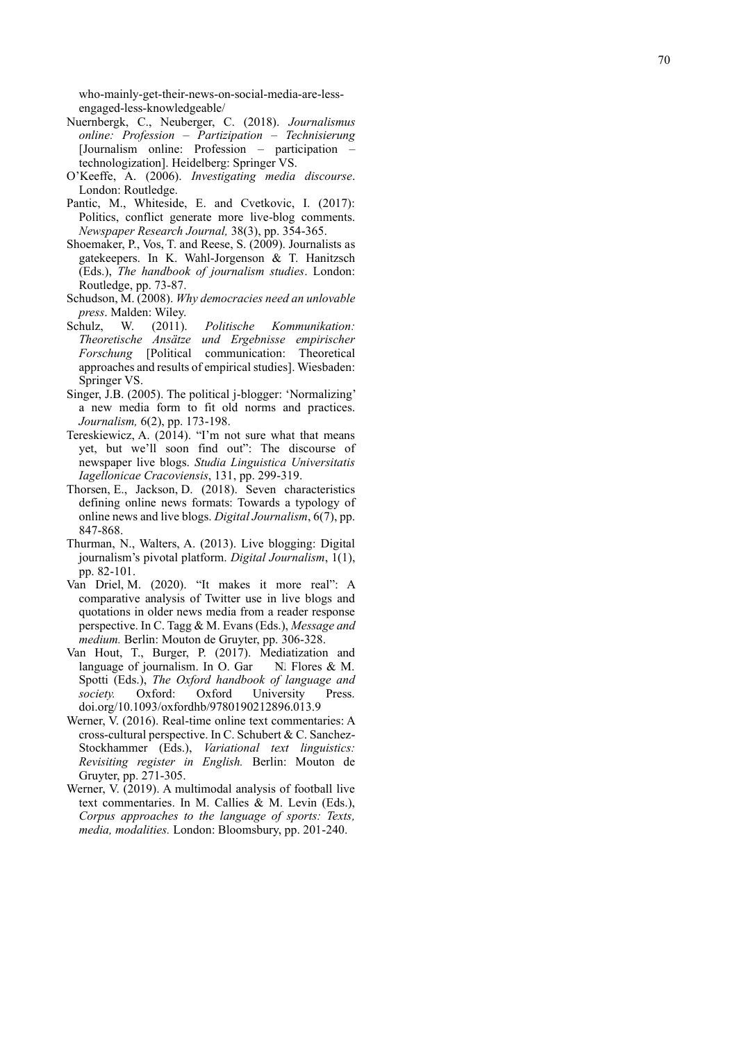who-mainly-get-their-news-on-social-media-are-less-engaged-less-knowledgeable/

Nuernbergk, C., Neuberger, C. (2018). *Journalismus online: Profession – Partizipation – Technisierung* [Journalism online: Profession – participation – technologization]. Heidelberg: Springer VS.

O'Keeffe, A. (2006). *Investigating media discourse*. London: Routledge.

Pantic, M., Whiteside, E. and Cvetkovic, I. (2017): Politics, conflict generate more live-blog comments. *Newspaper Research Journal,* 38(3), pp. 354-365.

Shoemaker, P., Vos, T. and Reese, S. (2009). Journalists as gatekeepers. In K. Wahl-Jorgenson & T. Hanitzsch (Eds.), *The handbook of journalism studies*. London: Routledge, pp. 73-87.

Schudson, M. (2008). *Why democracies need an unlovable press*. Malden: Wiley.

Schulz, W. (2011). *Politische Kommunikation: Theoretische Ansätze und Ergebnisse empirischer Forschung* [Political communication: Theoretical approaches and results of empirical studies]. Wiesbaden: Springer VS.

Singer, J.B. (2005). The political j-blogger: 'Normalizing' a new media form to fit old norms and practices. *Journalism,* 6(2), pp. 173-198.

Tereskiewicz, A. (2014). "I'm not sure what that means yet, but we'll soon find out": The discourse of newspaper live blogs. *Studia Linguistica Universitatis Iagellonicae Cracoviensis*, 131, pp. 299-319.

Thorsen, E., Jackson, D. (2018). Seven characteristics defining online news formats: Towards a typology of online news and live blogs. *Digital Journalism*, 6(7), pp. 847-868.

Thurman, N., Walters, A. (2013). Live blogging: Digital journalism's pivotal platform. *Digital Journalism*, 1(1), pp. 82-101.

Van Driel, M. (2020). "It makes it more real": A comparative analysis of Twitter use in live blogs and quotations in older news media from a reader response perspective. In C. Tagg & M. Evans (Eds.), *Message and medium.* Berlin: Mouton de Gruyter, pp. 306-328.

Van Hout, T., Burger, P. (2017). Mediatization and language of journalism. In O. Gar N Flores & M. Spotti (Eds.), *The Oxford handbook of language and society.* Oxford: Oxford University Press. doi.org/10.1093/oxfordhb/9780190212896.013.9

Werner, V. (2016). Real-time online text commentaries: A cross-cultural perspective. In C. Schubert & C. Sanchez-Stockhammer (Eds.), *Variational text linguistics: Revisiting register in English.* Berlin: Mouton de Gruyter, pp. 271-305.

Werner, V. (2019). A multimodal analysis of football live text commentaries. In M. Callies & M. Levin (Eds.), *Corpus approaches to the language of sports: Texts, media, modalities.* London: Bloomsbury, pp. 201-240.